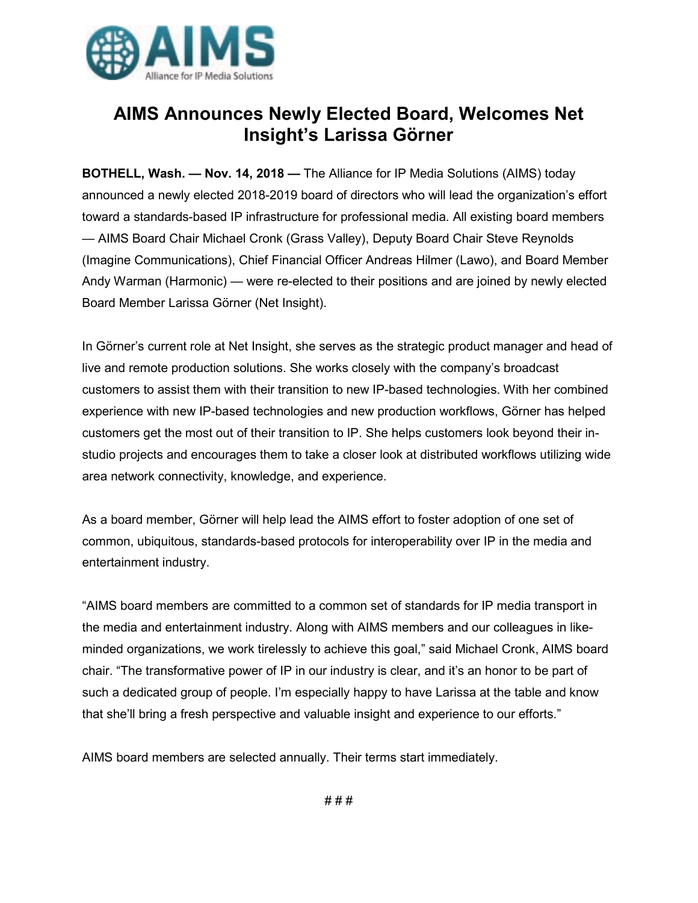# AIMS Announces Newly Elected Board, Welcomes Net Insight's Larissa Görner

**BOTHELL, Wash. — Nov. 14, 2018 —** The Alliance for IP Media Solutions (AIMS) today announced a newly elected 2018-2019 board of directors who will lead the organization's effort toward a standards-based IP infrastructure for professional media. All existing board members — AIMS Board Chair Michael Cronk (Grass Valley), Deputy Board Chair Steve Reynolds (Imagine Communications), Chief Financial Officer Andreas Hilmer (Lawo), and Board Member Andy Warman (Harmonic) — were re-elected to their positions and are joined by newly elected Board Member Larissa Görner (Net Insight).

In Görner's current role at Net Insight, she serves as the strategic product manager and head of live and remote production solutions. She works closely with the company's broadcast customers to assist them with their transition to new IP-based technologies. With her combined experience with new IP-based technologies and new production workflows, Görner has helped customers get the most out of their transition to IP. She helps customers look beyond their in-studio projects and encourages them to take a closer look at distributed workflows utilizing wide area network connectivity, knowledge, and experience.

As a board member, Görner will help lead the AIMS effort to foster adoption of one set of common, ubiquitous, standards-based protocols for interoperability over IP in the media and entertainment industry.

"AIMS board members are committed to a common set of standards for IP media transport in the media and entertainment industry. Along with AIMS members and our colleagues in like-minded organizations, we work tirelessly to achieve this goal," said Michael Cronk, AIMS board chair. "The transformative power of IP in our industry is clear, and it's an honor to be part of such a dedicated group of people. I'm especially happy to have Larissa at the table and know that she'll bring a fresh perspective and valuable insight and experience to our efforts."

AIMS board members are selected annually. Their terms start immediately.

# # #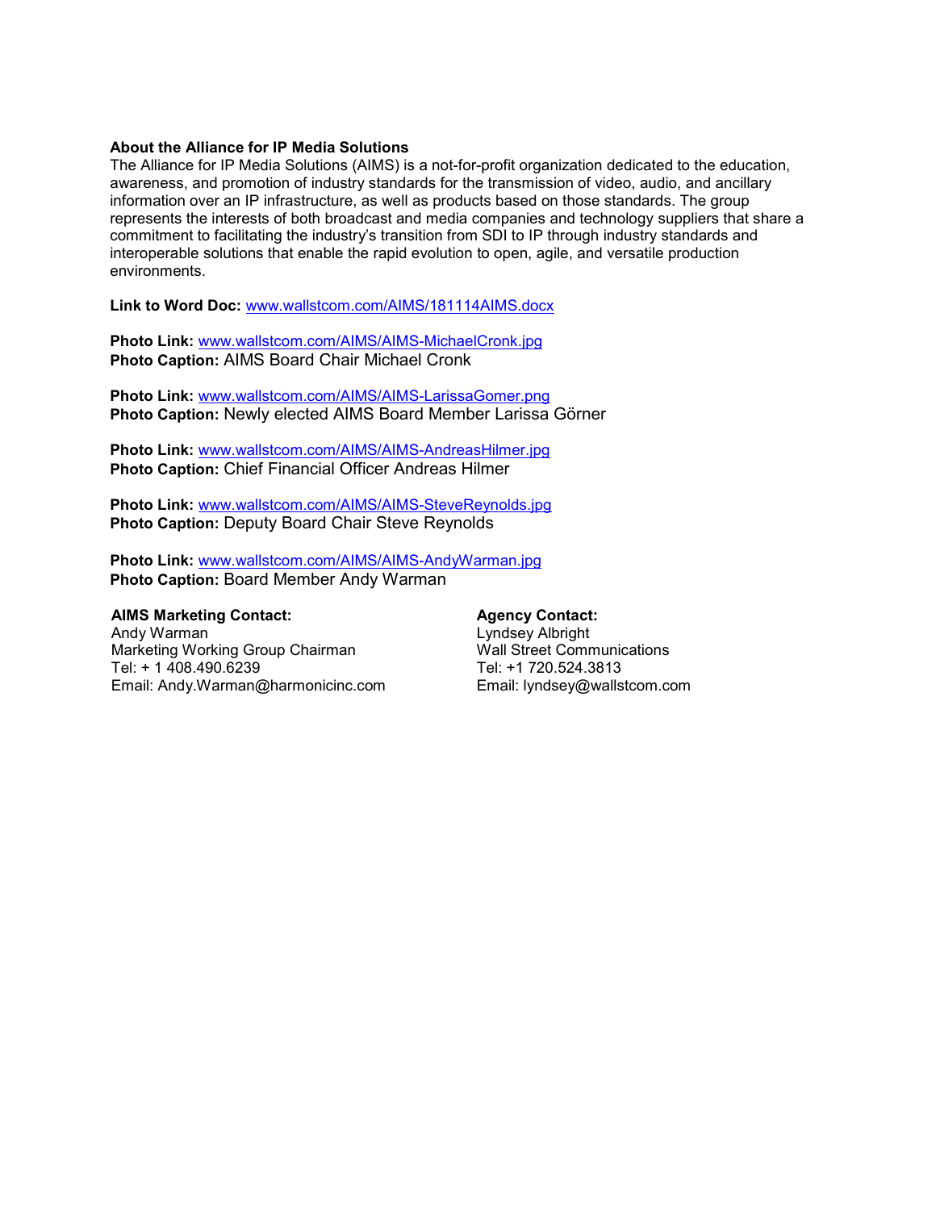**About the Alliance for IP Media Solutions**

The Alliance for IP Media Solutions (AIMS) is a not-for-profit organization dedicated to the education, awareness, and promotion of industry standards for the transmission of video, audio, and ancillary information over an IP infrastructure, as well as products based on those standards. The group represents the interests of both broadcast and media companies and technology suppliers that share a commitment to facilitating the industry's transition from SDI to IP through industry standards and interoperable solutions that enable the rapid evolution to open, agile, and versatile production environments.

**Link to Word Doc:** www.wallstcom.com/AIMS/181114AIMS.docx

**Photo Link:** www.wallstcom.com/AIMS/AIMS-MichaelCronk.jpg
**Photo Caption:** AIMS Board Chair Michael Cronk

**Photo Link:** www.wallstcom.com/AIMS/AIMS-LarissaGomer.png
**Photo Caption:** Newly elected AIMS Board Member Larissa Görner

**Photo Link:** www.wallstcom.com/AIMS/AIMS-AndreasHilmer.jpg
**Photo Caption:** Chief Financial Officer Andreas Hilmer

**Photo Link:** www.wallstcom.com/AIMS/AIMS-SteveReynolds.jpg
**Photo Caption:** Deputy Board Chair Steve Reynolds

**Photo Link:** www.wallstcom.com/AIMS/AIMS-AndyWarman.jpg
**Photo Caption:** Board Member Andy Warman

**AIMS Marketing Contact:**
Andy Warman
Marketing Working Group Chairman
Tel: + 1 408.490.6239
Email: Andy.Warman@harmonicinc.com

**Agency Contact:**
Lyndsey Albright
Wall Street Communications
Tel: +1 720.524.3813
Email: lyndsey@wallstcom.com